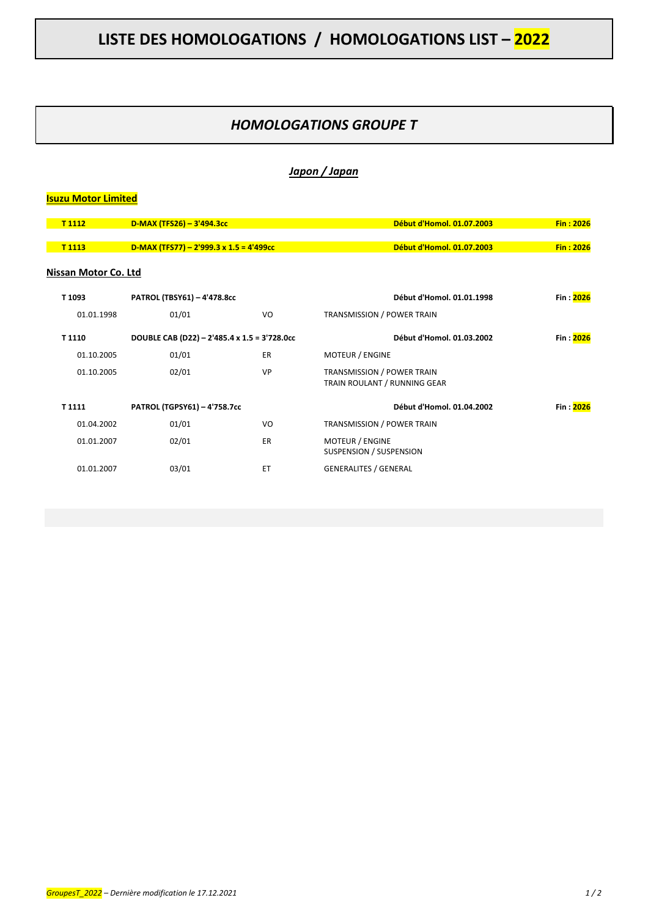# LISTE DES HOMOLOGATIONS / HOMOLOGATIONS LIST – 2022

## *HOMOLOGATIONS GROUPE T*

### *Japon / Japan*

**Isuzu Motor Limited**

| | | | | |
|---|---|---|---|---|
| **T 1112** | **D-MAX (TFS26) – 3'494.3cc** | | **Début d'Homol. 01.07.2003** | **Fin : 2026** |
| **T 1113** | **D-MAX (TFS77) – 2'999.3 x 1.5 = 4'499cc** | | **Début d'Homol. 01.07.2003** | **Fin : 2026** |

**Nissan Motor Co. Ltd**

| | | | | |
|---|---|---|---|---|
| **T 1093** | **PATROL (TBSY61) – 4'478.8cc** | | **Début d'Homol. 01.01.1998** | **Fin : 2026** |
| 01.01.1998 | 01/01 | VO | TRANSMISSION / POWER TRAIN | |
| **T 1110** | **DOUBLE CAB (D22) – 2'485.4 x 1.5 = 3'728.0cc** | | **Début d'Homol. 01.03.2002** | **Fin : 2026** |
| 01.10.2005 | 01/01 | ER | MOTEUR / ENGINE | |
| 01.10.2005 | 02/01 | VP | TRANSMISSION / POWER TRAIN<br>TRAIN ROULANT / RUNNING GEAR | |
| **T 1111** | **PATROL (TGPSY61) – 4'758.7cc** | | **Début d'Homol. 01.04.2002** | **Fin : 2026** |
| 01.04.2002 | 01/01 | VO | TRANSMISSION / POWER TRAIN | |
| 01.01.2007 | 02/01 | ER | MOTEUR / ENGINE<br>SUSPENSION / SUSPENSION | |
| 01.01.2007 | 03/01 | ET | GENERALITES / GENERAL | |

*GroupesT_2022 – Dernière modification le 17.12.2021*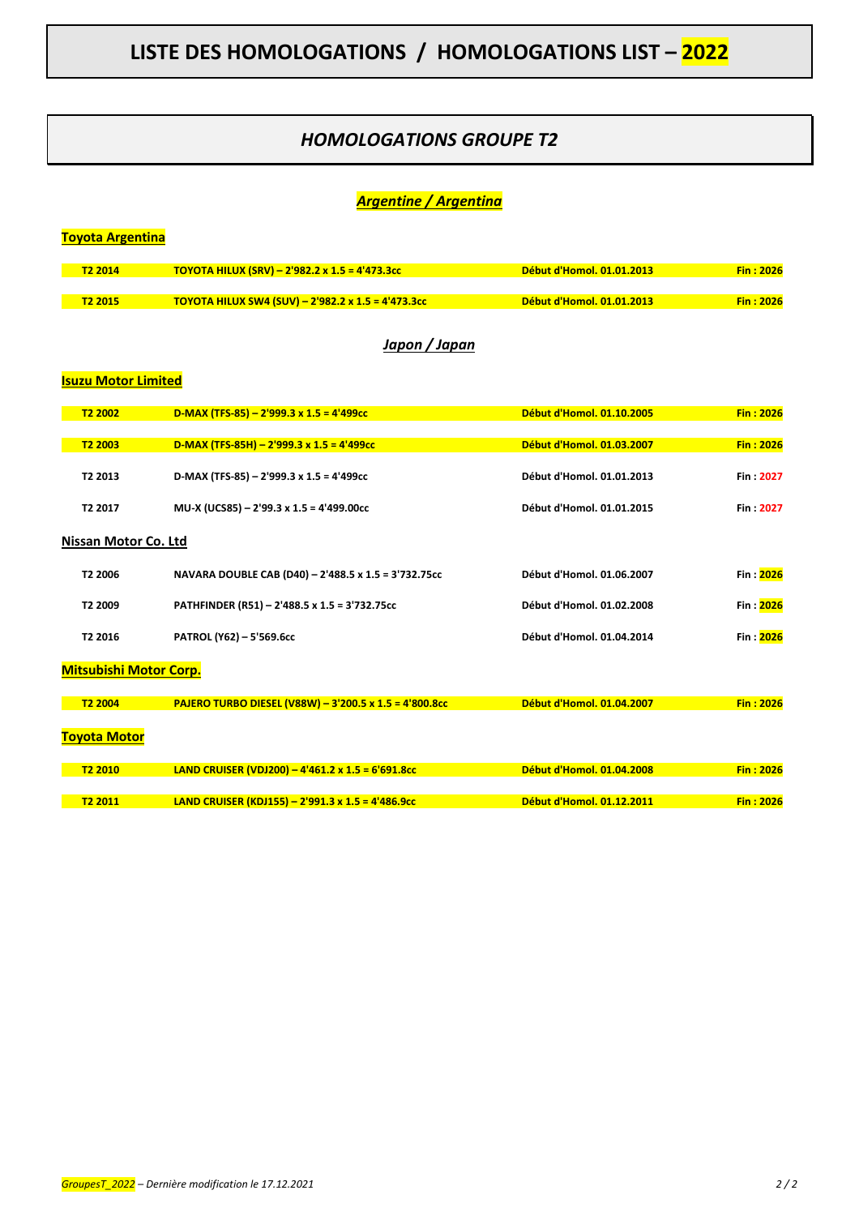# LISTE DES HOMOLOGATIONS / HOMOLOGATIONS LIST – 2022

## *HOMOLOGATIONS GROUPE T2*

### *Argentine / Argentina*

**Toyota Argentina**

| | | | |
|---|---|---|---|
| **T2 2014** | **TOYOTA HILUX (SRV) – 2'982.2 x 1.5 = 4'473.3cc** | **Début d'Homol. 01.01.2013** | **Fin : 2026** |
| **T2 2015** | **TOYOTA HILUX SW4 (SUV) – 2'982.2 x 1.5 = 4'473.3cc** | **Début d'Homol. 01.01.2013** | **Fin : 2026** |

### *Japon / Japan*

**Isuzu Motor Limited**

| | | | |
|---|---|---|---|
| **T2 2002** | **D-MAX (TFS-85) – 2'999.3 x 1.5 = 4'499cc** | **Début d'Homol. 01.10.2005** | **Fin : 2026** |
| **T2 2003** | **D-MAX (TFS-85H) – 2'999.3 x 1.5 = 4'499cc** | **Début d'Homol. 01.03.2007** | **Fin : 2026** |
| **T2 2013** | **D-MAX (TFS-85) – 2'999.3 x 1.5 = 4'499cc** | **Début d'Homol. 01.01.2013** | **Fin : 2027** |
| **T2 2017** | **MU-X (UCS85) – 2'99.3 x 1.5 = 4'499.00cc** | **Début d'Homol. 01.01.2015** | **Fin : 2027** |

**Nissan Motor Co. Ltd**

| | | | |
|---|---|---|---|
| **T2 2006** | **NAVARA DOUBLE CAB (D40) – 2'488.5 x 1.5 = 3'732.75cc** | **Début d'Homol. 01.06.2007** | **Fin : 2026** |
| **T2 2009** | **PATHFINDER (R51) – 2'488.5 x 1.5 = 3'732.75cc** | **Début d'Homol. 01.02.2008** | **Fin : 2026** |
| **T2 2016** | **PATROL (Y62) – 5'569.6cc** | **Début d'Homol. 01.04.2014** | **Fin : 2026** |

**Mitsubishi Motor Corp.**

| | | | |
|---|---|---|---|
| **T2 2004** | **PAJERO TURBO DIESEL (V88W) – 3'200.5 x 1.5 = 4'800.8cc** | **Début d'Homol. 01.04.2007** | **Fin : 2026** |

**Toyota Motor**

| | | | |
|---|---|---|---|
| **T2 2010** | **LAND CRUISER (VDJ200) – 4'461.2 x 1.5 = 6'691.8cc** | **Début d'Homol. 01.04.2008** | **Fin : 2026** |
| **T2 2011** | **LAND CRUISER (KDJ155) – 2'991.3 x 1.5 = 4'486.9cc** | **Début d'Homol. 01.12.2011** | **Fin : 2026** |

*GroupesT_2022 – Dernière modification le 17.12.2021*